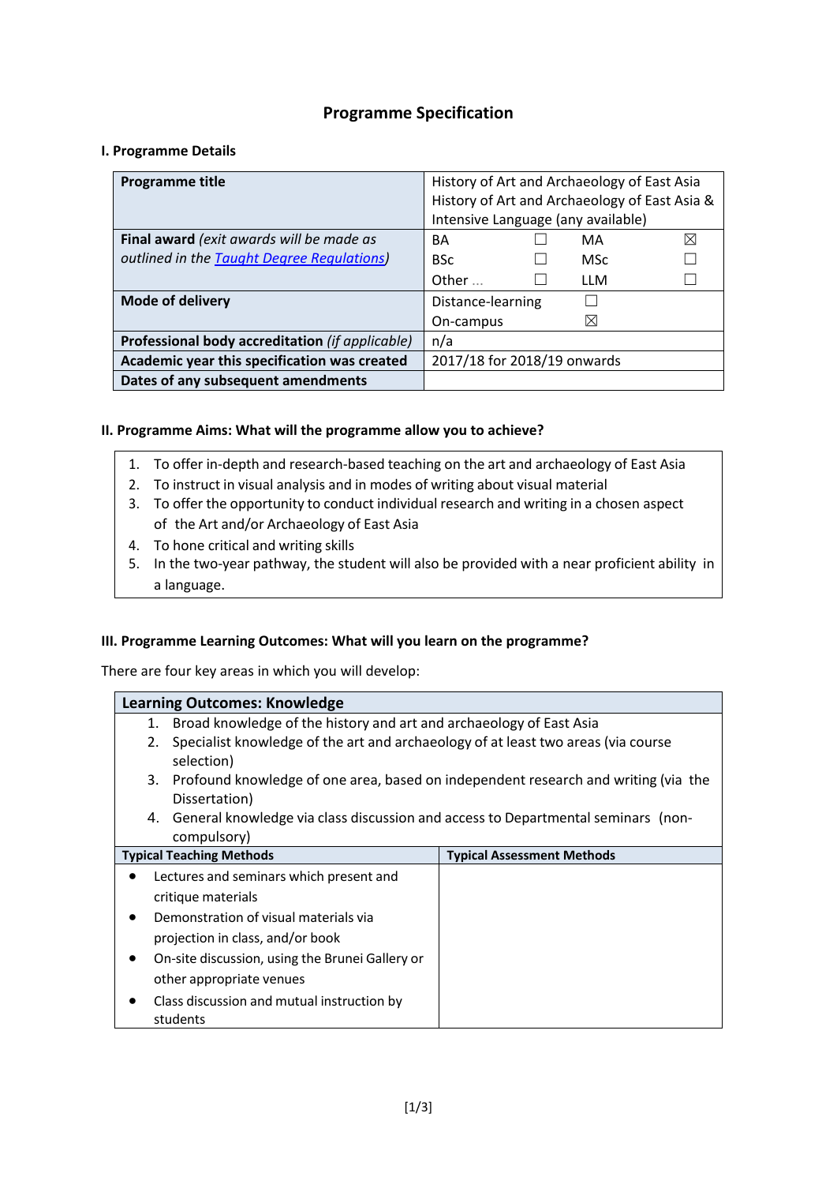# Programme Specification

## I. Programme Details

| | |
|---|---|
| **Programme title** | History of Art and Archaeology of East Asia<br>History of Art and Archaeology of East Asia & Intensive Language (any available) |
| **Final award** *(exit awards will be made as outlined in the Taught Degree Regulations)* | BA ☐ MA ☒<br>BSc ☐ MSc ☐<br>Other ... ☐ LLM ☐ |
| **Mode of delivery** | Distance-learning ☐<br>On-campus ☒ |
| **Professional body accreditation** *(if applicable)* | n/a |
| **Academic year this specification was created** | 2017/18 for 2018/19 onwards |
| **Dates of any subsequent amendments** | |

## II. Programme Aims: What will the programme allow you to achieve?

1. To offer in-depth and research-based teaching on the art and archaeology of East Asia
2. To instruct in visual analysis and in modes of writing about visual material
3. To offer the opportunity to conduct individual research and writing in a chosen aspect of the Art and/or Archaeology of East Asia
4. To hone critical and writing skills
5. In the two-year pathway, the student will also be provided with a near proficient ability in a language.

## III. Programme Learning Outcomes: What will you learn on the programme?

There are four key areas in which you will develop:

**Learning Outcomes: Knowledge**

1. Broad knowledge of the history and art and archaeology of East Asia
2. Specialist knowledge of the art and archaeology of at least two areas (via course selection)
3. Profound knowledge of one area, based on independent research and writing (via the Dissertation)
4. General knowledge via class discussion and access to Departmental seminars (non-compulsory)

| Typical Teaching Methods | Typical Assessment Methods |
|---|---|
| • Lectures and seminars which present and critique materials<br>• Demonstration of visual materials via projection in class, and/or book<br>• On-site discussion, using the Brunei Gallery or other appropriate venues<br>• Class discussion and mutual instruction by students | |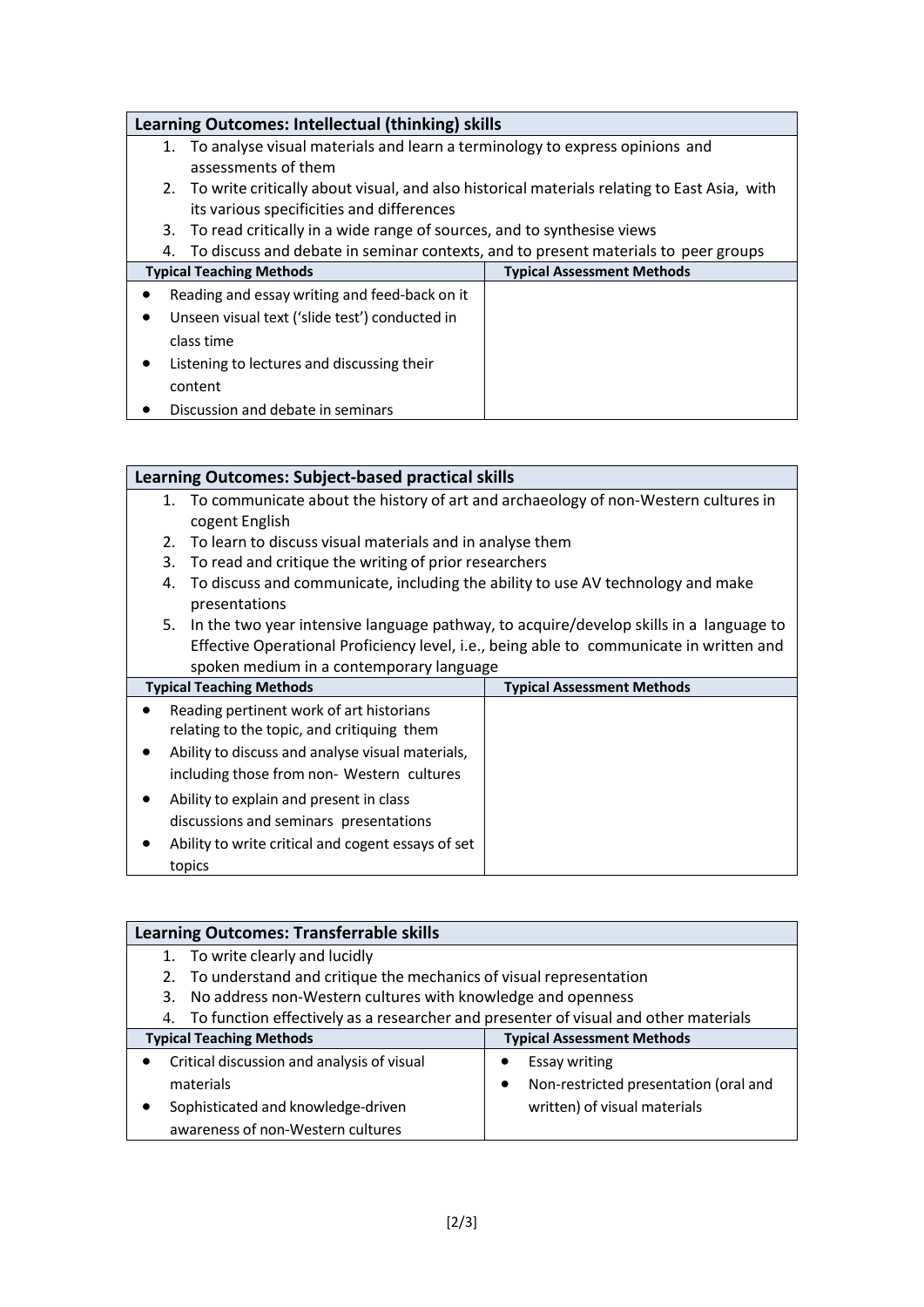| Learning Outcomes: Intellectual (thinking) skills | |
|---|---|
| 1. To analyse visual materials and learn a terminology to express opinions and assessments of them<br>2. To write critically about visual, and also historical materials relating to East Asia, with its various specificities and differences<br>3. To read critically in a wide range of sources, and to synthesise views<br>4. To discuss and debate in seminar contexts, and to present materials to peer groups | |
| **Typical Teaching Methods** | **Typical Assessment Methods** |
| • Reading and essay writing and feed-back on it<br>• Unseen visual text ('slide test') conducted in class time<br>• Listening to lectures and discussing their content<br>• Discussion and debate in seminars | |

| Learning Outcomes: Subject-based practical skills | |
|---|---|
| 1. To communicate about the history of art and archaeology of non-Western cultures in cogent English<br>2. To learn to discuss visual materials and in analyse them<br>3. To read and critique the writing of prior researchers<br>4. To discuss and communicate, including the ability to use AV technology and make presentations<br>5. In the two year intensive language pathway, to acquire/develop skills in a language to Effective Operational Proficiency level, i.e., being able to communicate in written and spoken medium in a contemporary language | |
| **Typical Teaching Methods** | **Typical Assessment Methods** |
| • Reading pertinent work of art historians relating to the topic, and critiquing them<br>• Ability to discuss and analyse visual materials, including those from non- Western cultures<br>• Ability to explain and present in class discussions and seminars presentations<br>• Ability to write critical and cogent essays of set topics | |

| Learning Outcomes: Transferrable skills | |
|---|---|
| 1. To write clearly and lucidly<br>2. To understand and critique the mechanics of visual representation<br>3. No address non-Western cultures with knowledge and openness<br>4. To function effectively as a researcher and presenter of visual and other materials | |
| **Typical Teaching Methods** | **Typical Assessment Methods** |
| • Critical discussion and analysis of visual materials<br>• Sophisticated and knowledge-driven awareness of non-Western cultures | • Essay writing<br>• Non-restricted presentation (oral and written) of visual materials |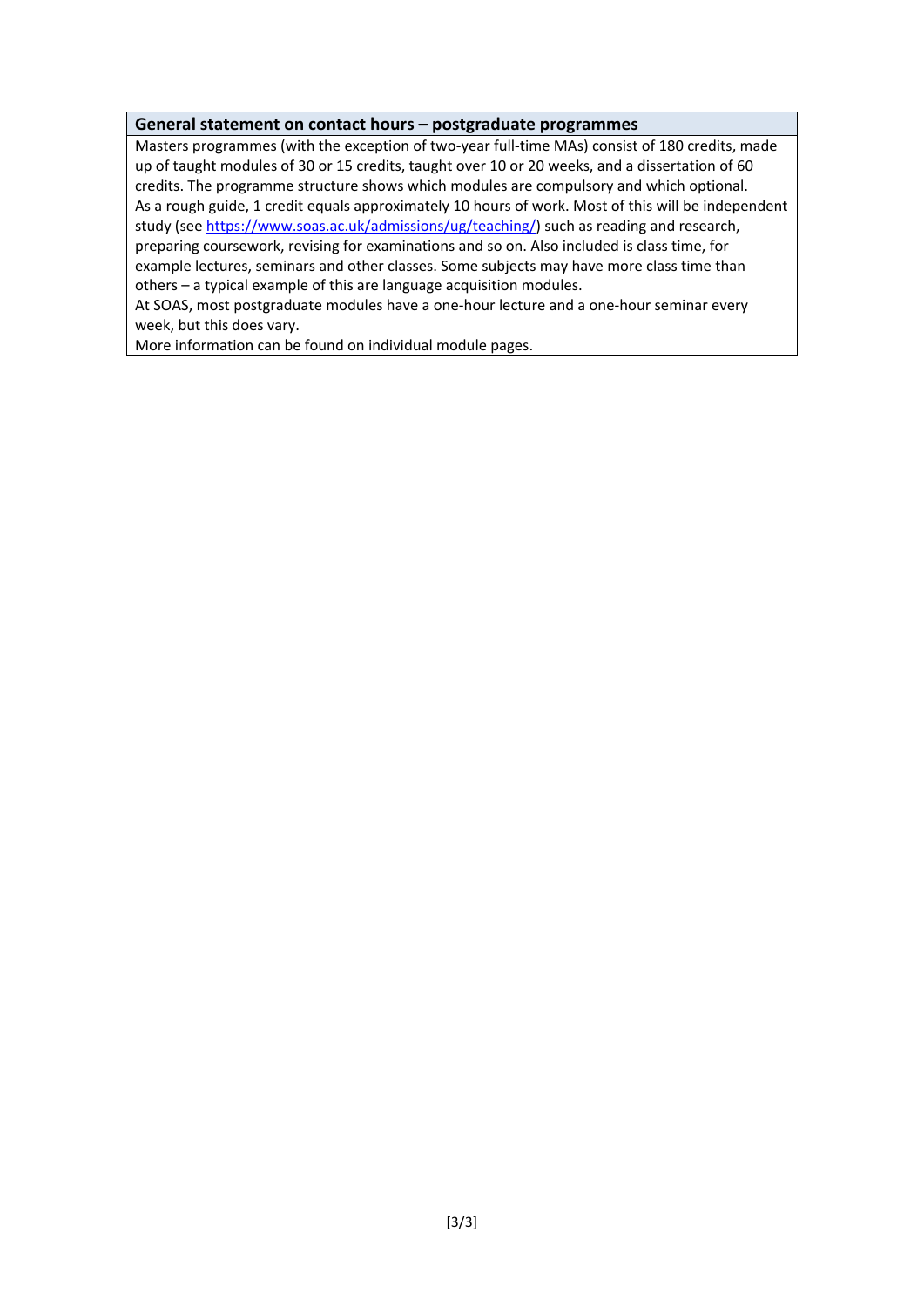| General statement on contact hours – postgraduate programmes |
| --- |
| Masters programmes (with the exception of two-year full-time MAs) consist of 180 credits, made up of taught modules of 30 or 15 credits, taught over 10 or 20 weeks, and a dissertation of 60 credits. The programme structure shows which modules are compulsory and which optional.<br>As a rough guide, 1 credit equals approximately 10 hours of work. Most of this will be independent study (see [https://www.soas.ac.uk/admissions/ug/teaching/](https://www.soas.ac.uk/admissions/ug/teaching/)) such as reading and research, preparing coursework, revising for examinations and so on. Also included is class time, for example lectures, seminars and other classes. Some subjects may have more class time than others – a typical example of this are language acquisition modules.<br>At SOAS, most postgraduate modules have a one-hour lecture and a one-hour seminar every week, but this does vary.<br>More information can be found on individual module pages. |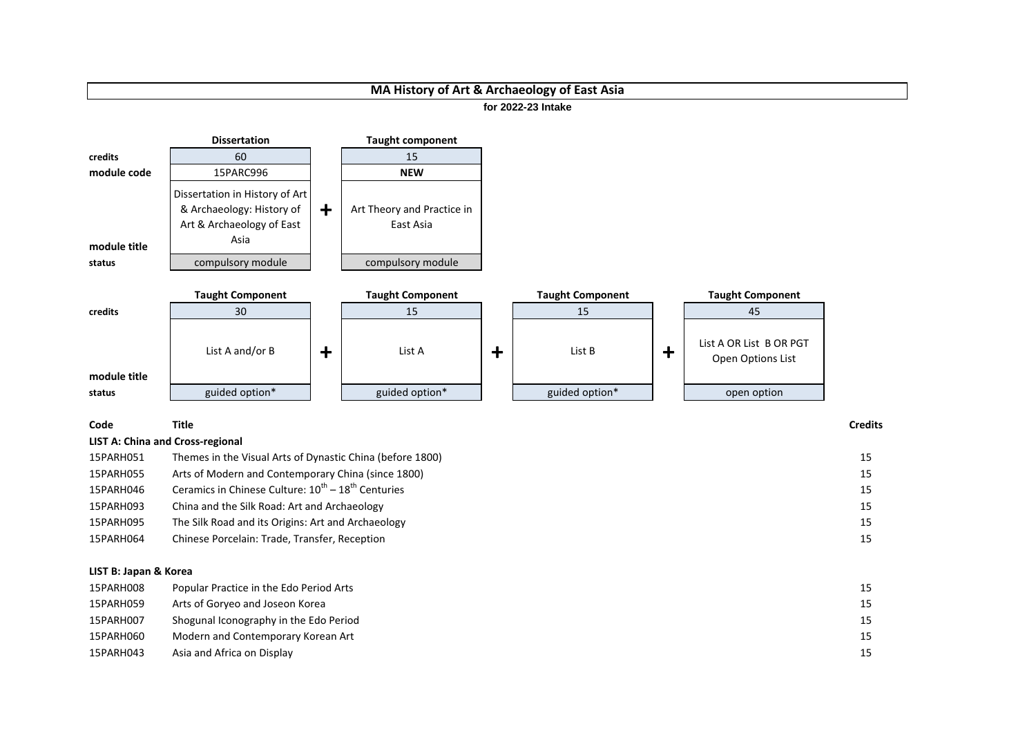# MA History of Art & Archaeology of East Asia

**for 2022-23 Intake**

| | Dissertation | | Taught component |
|---|---|---|---|
| **credits** | 60 | | 15 |
| **module code** | 15PARC996 | | **NEW** |
| **module title** | Dissertation in History of Art & Archaeology: History of Art & Archaeology of East Asia | + | Art Theory and Practice in East Asia |
| **status** | compulsory module | | compulsory module |

| | Taught Component | | Taught Component | | Taught Component | | Taught Component |
|---|---|---|---|---|---|---|---|
| **credits** | 30 | | 15 | | 15 | | 45 |
| **module title** | List A and/or B | + | List A | + | List B | + | List A OR List B OR PGT Open Options List |
| **status** | guided option* | | guided option* | | guided option* | | open option |

| Code | Title | Credits |
|---|---|---|
| **LIST A: China and Cross-regional** | | |
| 15PARH051 | Themes in the Visual Arts of Dynastic China (before 1800) | 15 |
| 15PARH055 | Arts of Modern and Contemporary China (since 1800) | 15 |
| 15PARH046 | Ceramics in Chinese Culture: $10^{th}$ – $18^{th}$ Centuries | 15 |
| 15PARH093 | China and the Silk Road: Art and Archaeology | 15 |
| 15PARH095 | The Silk Road and its Origins: Art and Archaeology | 15 |
| 15PARH064 | Chinese Porcelain: Trade, Transfer, Reception | 15 |
| **LIST B: Japan & Korea** | | |
| 15PARH008 | Popular Practice in the Edo Period Arts | 15 |
| 15PARH059 | Arts of Goryeo and Joseon Korea | 15 |
| 15PARH007 | Shogunal Iconography in the Edo Period | 15 |
| 15PARH060 | Modern and Contemporary Korean Art | 15 |
| 15PARH043 | Asia and Africa on Display | 15 |